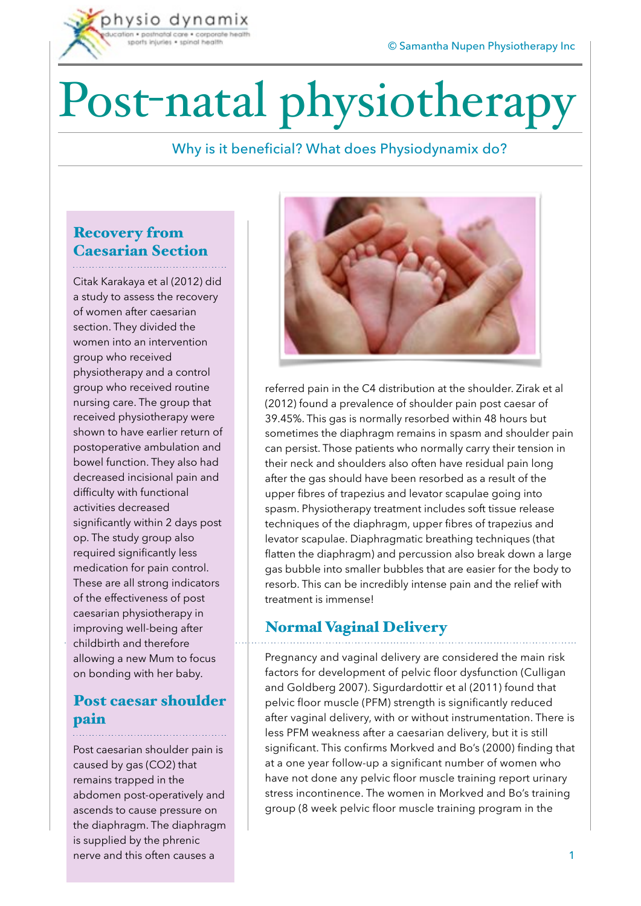# Post-natal physiotherapy

Why is it beneficial? What does Physiodynamix do?

## Recovery from Caesarian Section

Citak Karakaya et al (2012) did a study to assess the recovery of women after caesarian section. They divided the women into an intervention group who received physiotherapy and a control group who received routine nursing care. The group that received physiotherapy were shown to have earlier return of postoperative ambulation and bowel function. They also had decreased incisional pain and difficulty with functional activities decreased significantly within 2 days post op. The study group also required significantly less medication for pain control. These are all strong indicators of the effectiveness of post caesarian physiotherapy in improving well-being after childbirth and therefore allowing a new Mum to focus on bonding with her baby.

## Post caesar shoulder pain

Post caesarian shoulder pain is caused by gas ($CO_2$) that remains trapped in the abdomen post-operatively and ascends to cause pressure on the diaphragm. The diaphragm is supplied by the phrenic nerve and this often causes a referred pain in the C4 distribution at the shoulder. Zirak et al (2012) found a prevalence of shoulder pain post caesar of 39.45%. This gas is normally resorbed within 48 hours but sometimes the diaphragm remains in spasm and shoulder pain can persist. Those patients who normally carry their tension in their neck and shoulders also often have residual pain long after the gas should have been resorbed as a result of the upper fibres of trapezius and levator scapulae going into spasm. Physiotherapy treatment includes soft tissue release techniques of the diaphragm, upper fibres of trapezius and levator scapulae. Diaphragmatic breathing techniques (that flatten the diaphragm) and percussion also break down a large gas bubble into smaller bubbles that are easier for the body to resorb. This can be incredibly intense pain and the relief with treatment is immense!

## Normal Vaginal Delivery

Pregnancy and vaginal delivery are considered the main risk factors for development of pelvic floor dysfunction (Culligan and Goldberg 2007). Sigurdardottir et al (2011) found that pelvic floor muscle (PFM) strength is significantly reduced after vaginal delivery, with or without instrumentation. There is less PFM weakness after a caesarian delivery, but it is still significant. This confirms Morkved and Bo's (2000) finding that at a one year follow-up a significant number of women who have not done any pelvic floor muscle training report urinary stress incontinence. The women in Morkved and Bo's training group (8 week pelvic floor muscle training program in the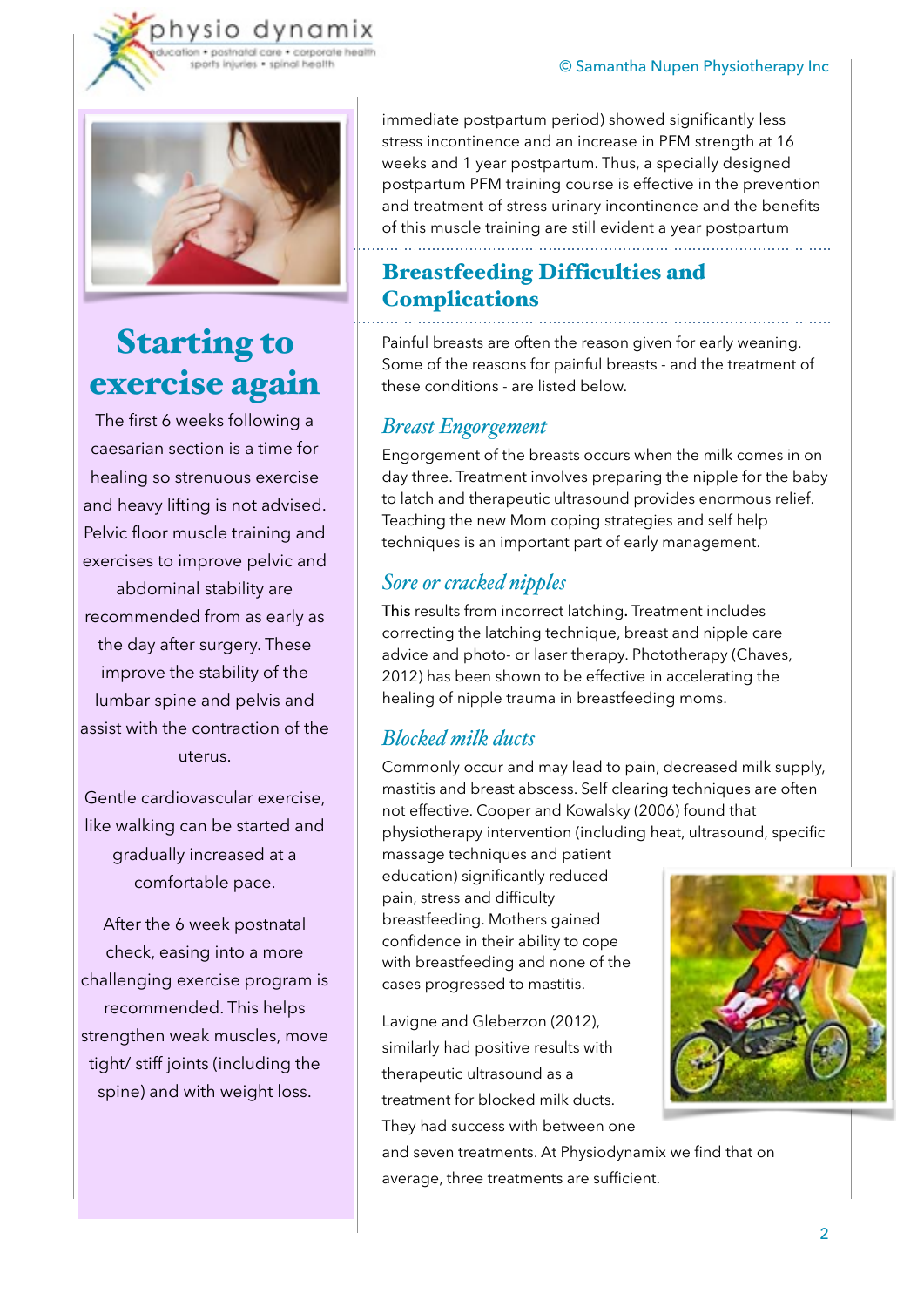## Starting to exercise again

The first 6 weeks following a caesarian section is a time for healing so strenuous exercise and heavy lifting is not advised. Pelvic floor muscle training and exercises to improve pelvic and abdominal stability are recommended from as early as the day after surgery. These improve the stability of the lumbar spine and pelvis and assist with the contraction of the uterus.

Gentle cardiovascular exercise, like walking can be started and gradually increased at a comfortable pace.

After the 6 week postnatal check, easing into a more challenging exercise program is recommended. This helps strengthen weak muscles, move tight/ stiff joints (including the spine) and with weight loss.

immediate postpartum period) showed significantly less stress incontinence and an increase in PFM strength at 16 weeks and 1 year postpartum. Thus, a specially designed postpartum PFM training course is effective in the prevention and treatment of stress urinary incontinence and the benefits of this muscle training are still evident a year postpartum

## Breastfeeding Difficulties and Complications

Painful breasts are often the reason given for early weaning. Some of the reasons for painful breasts - and the treatment of these conditions - are listed below.

### *Breast Engorgement*

Engorgement of the breasts occurs when the milk comes in on day three. Treatment involves preparing the nipple for the baby to latch and therapeutic ultrasound provides enormous relief. Teaching the new Mom coping strategies and self help techniques is an important part of early management.

### *Sore or cracked nipples*

This results from incorrect latching. Treatment includes correcting the latching technique, breast and nipple care advice and photo- or laser therapy. Phototherapy (Chaves, 2012) has been shown to be effective in accelerating the healing of nipple trauma in breastfeeding moms.

### *Blocked milk ducts*

Commonly occur and may lead to pain, decreased milk supply, mastitis and breast abscess. Self clearing techniques are often not effective. Cooper and Kowalsky (2006) found that physiotherapy intervention (including heat, ultrasound, specific massage techniques and patient education) significantly reduced pain, stress and difficulty breastfeeding. Mothers gained confidence in their ability to cope with breastfeeding and none of the cases progressed to mastitis.

Lavigne and Gleberzon (2012), similarly had positive results with therapeutic ultrasound as a treatment for blocked milk ducts. They had success with between one and seven treatments. At Physiodynamix we find that on average, three treatments are sufficient.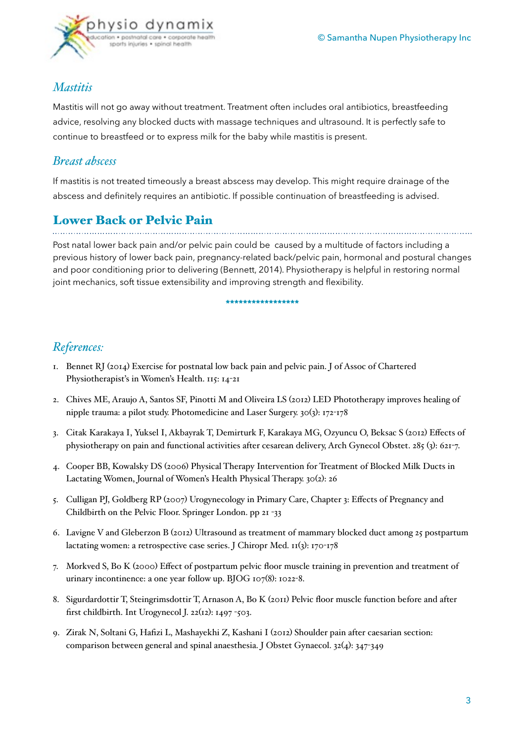### *Mastitis*

Mastitis will not go away without treatment. Treatment often includes oral antibiotics, breastfeeding advice, resolving any blocked ducts with massage techniques and ultrasound. It is perfectly safe to continue to breastfeed or to express milk for the baby while mastitis is present.

### *Breast abscess*

If mastitis is not treated timeously a breast abscess may develop. This might require drainage of the abscess and definitely requires an antibiotic. If possible continuation of breastfeeding is advised.

## Lower Back or Pelvic Pain

Post natal lower back pain and/or pelvic pain could be caused by a multitude of factors including a previous history of lower back pain, pregnancy-related back/pelvic pain, hormonal and postural changes and poor conditioning prior to delivering (Bennett, 2014). Physiotherapy is helpful in restoring normal joint mechanics, soft tissue extensibility and improving strength and flexibility.

*****************

### *References:*

1. Bennet RJ (2014) Exercise for postnatal low back pain and pelvic pain. J of Assoc of Chartered Physiotherapist's in Women's Health. 115: 14-21
2. Chives ME, Araujo A, Santos SF, Pinotti M and Oliveira LS (2012) LED Phototherapy improves healing of nipple trauma: a pilot study. Photomedicine and Laser Surgery. 30(3): 172-178
3. Citak Karakaya I, Yuksel I, Akbayrak T, Demirturk F, Karakaya MG, Ozyuncu O, Beksac S (2012) Effects of physiotherapy on pain and functional activities after cesarean delivery, Arch Gynecol Obstet. 285 (3): 621-7.
4. Cooper BB, Kowalsky DS (2006) Physical Therapy Intervention for Treatment of Blocked Milk Ducts in Lactating Women, Journal of Women's Health Physical Therapy. 30(2): 26
5. Culligan PJ, Goldberg RP (2007) Urogynecology in Primary Care, Chapter 3: Effects of Pregnancy and Childbirth on the Pelvic Floor. Springer London. pp 21 -33
6. Lavigne V and Gleberzon B (2012) Ultrasound as treatment of mammary blocked duct among 25 postpartum lactating women: a retrospective case series. J Chiropr Med. 11(3): 170-178
7. Morkved S, Bo K (2000) Effect of postpartum pelvic floor muscle training in prevention and treatment of urinary incontinence: a one year follow up. BJOG 107(8): 1022-8.
8. Sigurdardottir T, Steingrimsdottir T, Arnason A, Bo K (2011) Pelvic floor muscle function before and after first childbirth. Int Urogynecol J. 22(12): 1497 -503.
9. Zirak N, Soltani G, Hafizi L, Mashayekhi Z, Kashani I (2012) Shoulder pain after caesarian section: comparison between general and spinal anaesthesia. J Obstet Gynaecol. 32(4): 347-349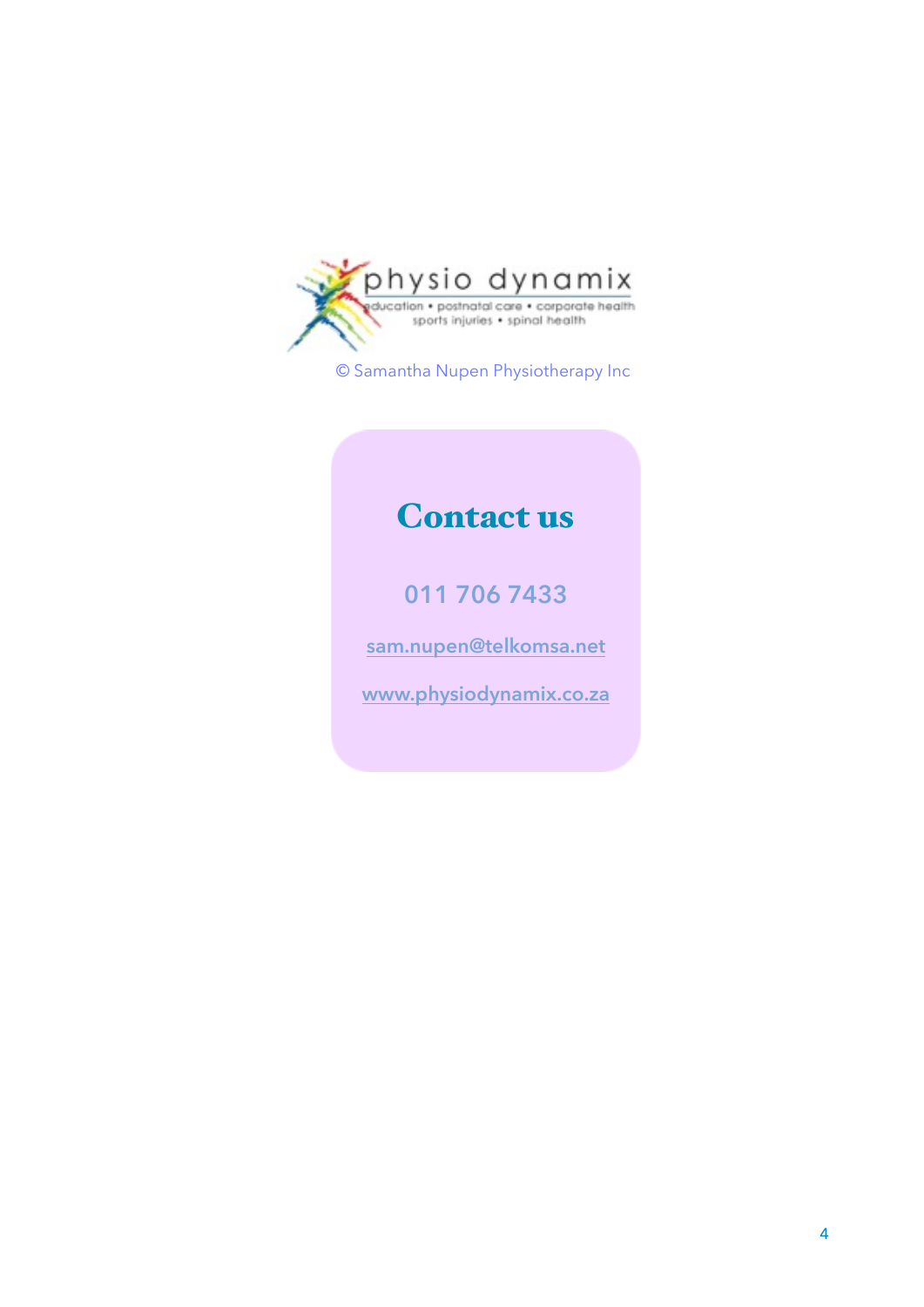physio dynamix

education • postnatal care • corporate health
sports injuries • spinal health

© Samantha Nupen Physiotherapy Inc

## Contact us

011 706 7433

sam.nupen@telkomsa.net

www.physiodynamix.co.za